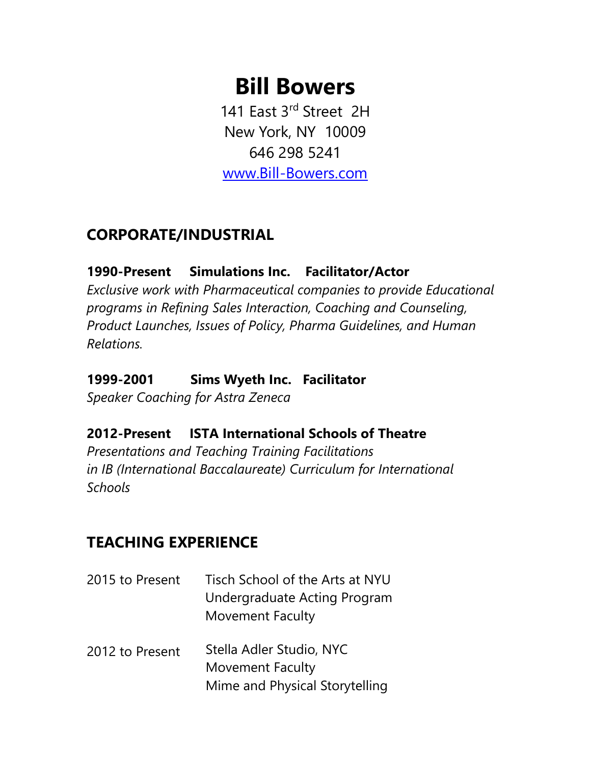# Bill Bowers

141 East 3rd Street 2H
New York, NY 10009
646 298 5241
www.Bill-Bowers.com

## CORPORATE/INDUSTRIAL

**1990-Present Simulations Inc. Facilitator/Actor**
*Exclusive work with Pharmaceutical companies to provide Educational programs in Refining Sales Interaction, Coaching and Counseling, Product Launches, Issues of Policy, Pharma Guidelines, and Human Relations.*

**1999-2001 Sims Wyeth Inc. Facilitator**
*Speaker Coaching for Astra Zeneca*

**2012-Present ISTA International Schools of Theatre**
*Presentations and Teaching Training Facilitations in IB (International Baccalaureate) Curriculum for International Schools*

## TEACHING EXPERIENCE

2015 to Present — Tisch School of the Arts at NYU
Undergraduate Acting Program
Movement Faculty

2012 to Present — Stella Adler Studio, NYC
Movement Faculty
Mime and Physical Storytelling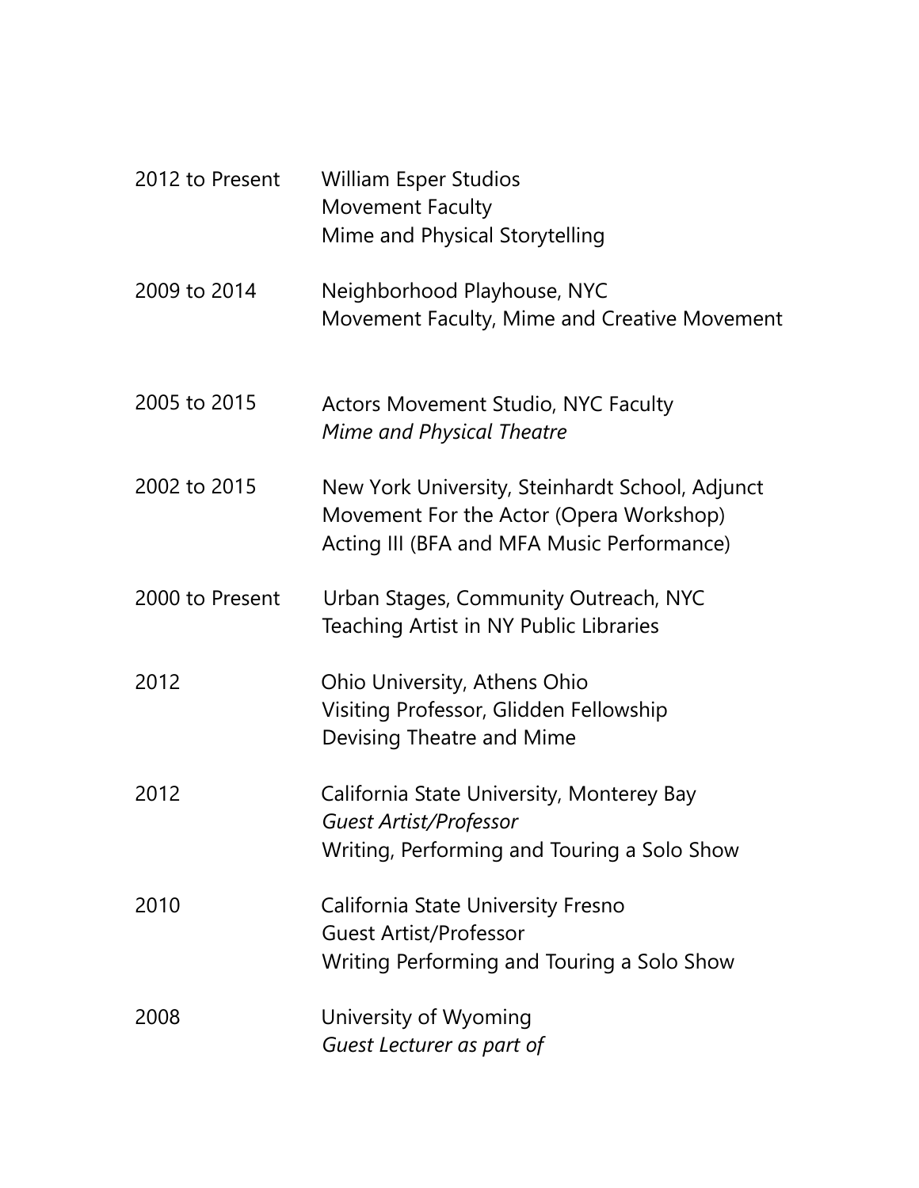2012 to Present
William Esper Studios
Movement Faculty
Mime and Physical Storytelling

2009 to 2014
Neighborhood Playhouse, NYC
Movement Faculty, Mime and Creative Movement

2005 to 2015
Actors Movement Studio, NYC Faculty
*Mime and Physical Theatre*

2002 to 2015
New York University, Steinhardt School, Adjunct
Movement For the Actor (Opera Workshop)
Acting III (BFA and MFA Music Performance)

2000 to Present
Urban Stages, Community Outreach, NYC
Teaching Artist in NY Public Libraries

2012
Ohio University, Athens Ohio
Visiting Professor, Glidden Fellowship
Devising Theatre and Mime

2012
California State University, Monterey Bay
*Guest Artist/Professor*
Writing, Performing and Touring a Solo Show

2010
California State University Fresno
Guest Artist/Professor
Writing Performing and Touring a Solo Show

2008
University of Wyoming
*Guest Lecturer as part of*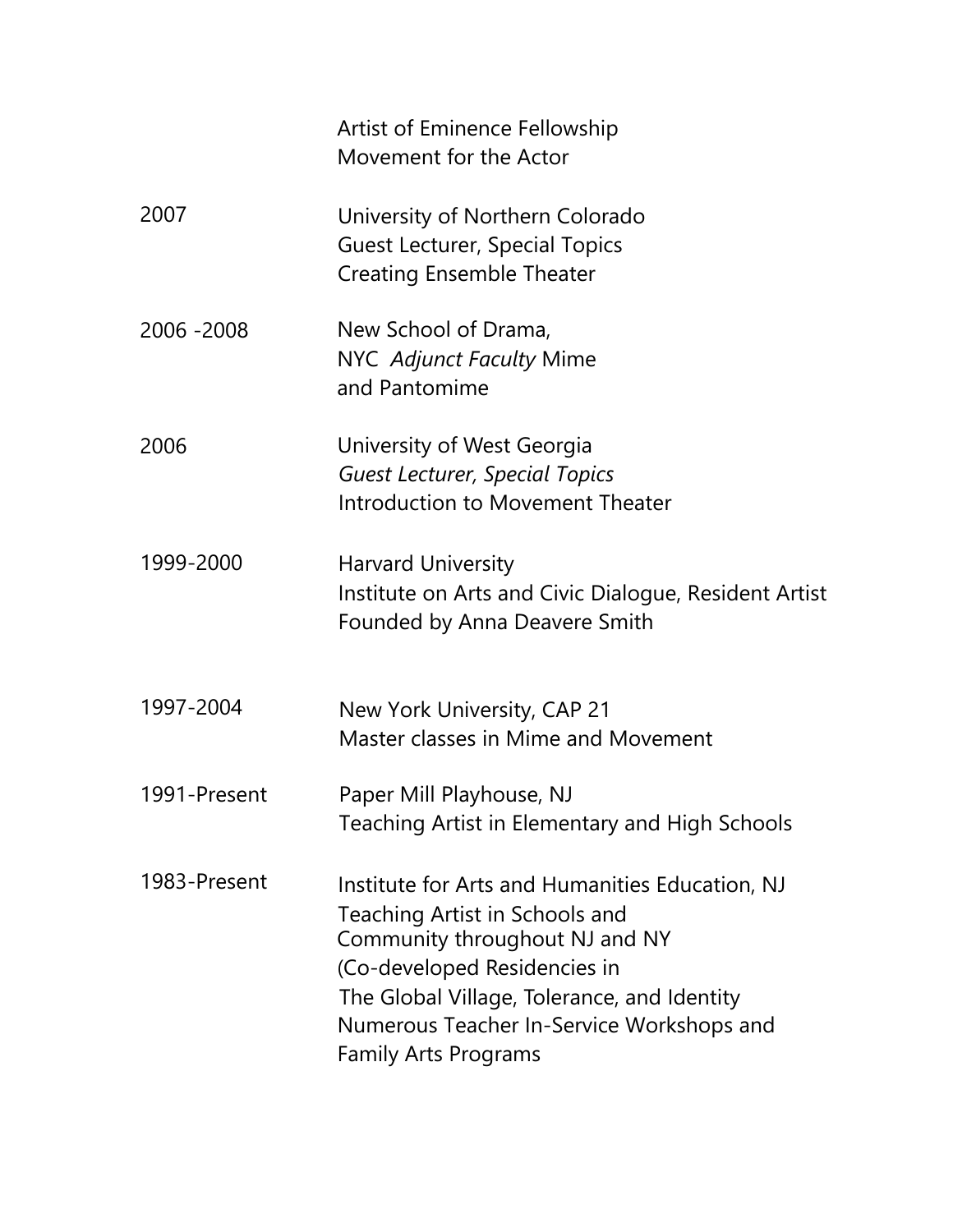| | |
|---|---|
| | Artist of Eminence Fellowship<br>Movement for the Actor |
| 2007 | University of Northern Colorado<br>Guest Lecturer, Special Topics<br>Creating Ensemble Theater |
| 2006 -2008 | New School of Drama,<br>NYC *Adjunct Faculty* Mime<br>and Pantomime |
| 2006 | University of West Georgia<br>*Guest Lecturer, Special Topics*<br>Introduction to Movement Theater |
| 1999-2000 | Harvard University<br>Institute on Arts and Civic Dialogue, Resident Artist<br>Founded by Anna Deavere Smith |
| 1997-2004 | New York University, CAP 21<br>Master classes in Mime and Movement |
| 1991-Present | Paper Mill Playhouse, NJ<br>Teaching Artist in Elementary and High Schools |
| 1983-Present | Institute for Arts and Humanities Education, NJ<br>Teaching Artist in Schools and<br>Community throughout NJ and NY<br>(Co-developed Residencies in<br>The Global Village, Tolerance, and Identity<br>Numerous Teacher In-Service Workshops and<br>Family Arts Programs |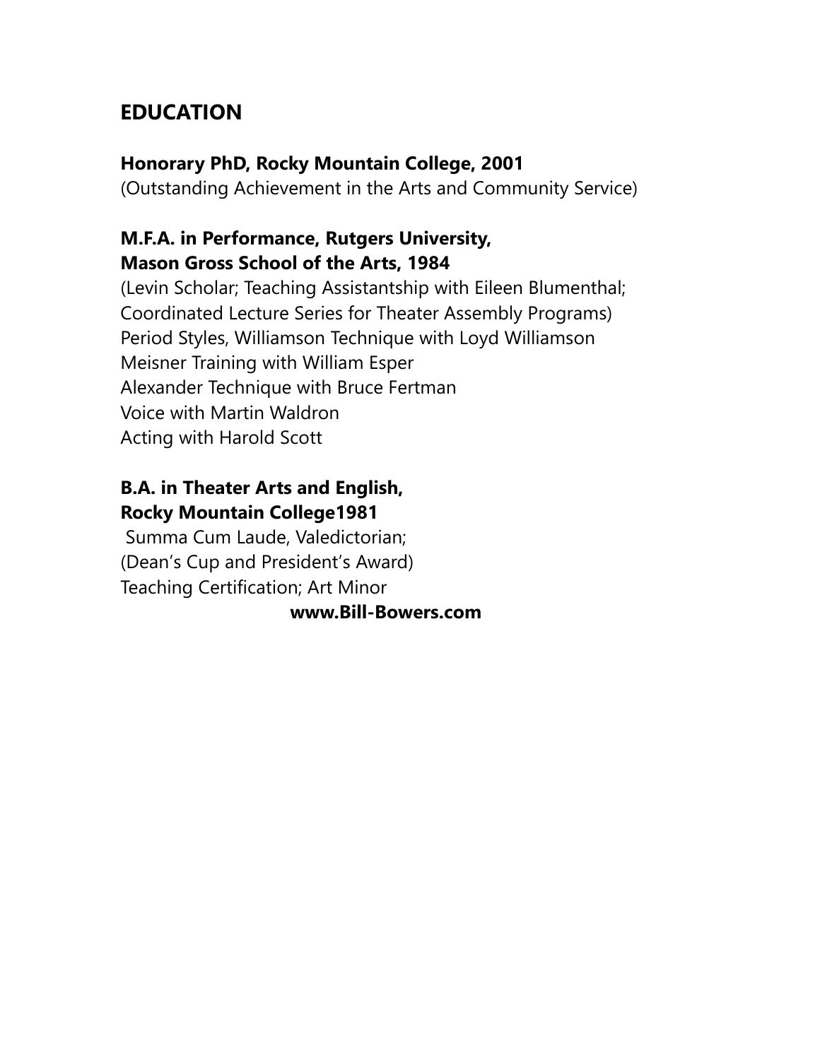## EDUCATION

**Honorary PhD, Rocky Mountain College, 2001**
(Outstanding Achievement in the Arts and Community Service)

**M.F.A. in Performance, Rutgers University,**
**Mason Gross School of the Arts, 1984**
(Levin Scholar; Teaching Assistantship with Eileen Blumenthal;
Coordinated Lecture Series for Theater Assembly Programs)
Period Styles, Williamson Technique with Loyd Williamson
Meisner Training with William Esper
Alexander Technique with Bruce Fertman
Voice with Martin Waldron
Acting with Harold Scott

**B.A. in Theater Arts and English,**
**Rocky Mountain College1981**
Summa Cum Laude, Valedictorian;
(Dean's Cup and President's Award)
Teaching Certification; Art Minor

**www.Bill-Bowers.com**